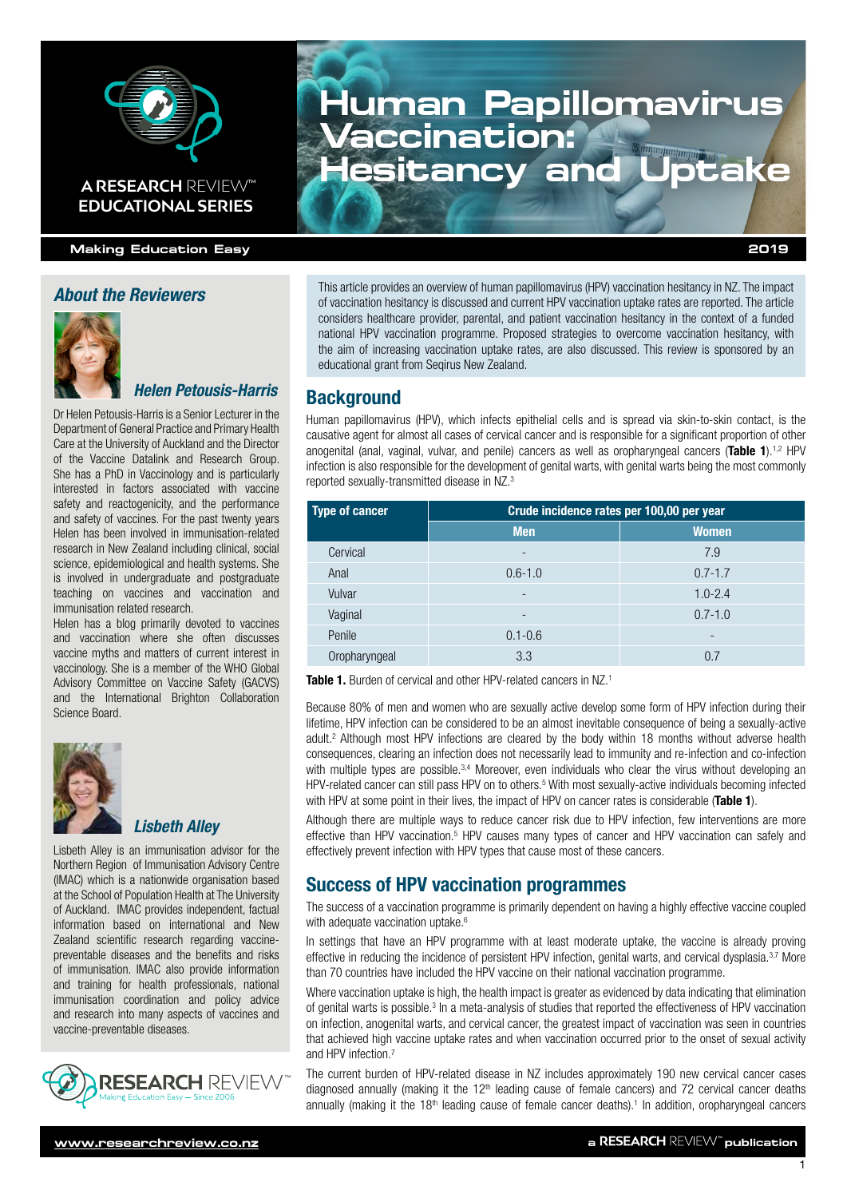# Human Papillomavirus Vaccination: Hesitancy and Uptake

A RESEARCH REVIEW™ EDUCATIONAL SERIES

Making Education Easy — 2019

## About the Reviewers

### Helen Petousis-Harris

Dr Helen Petousis-Harris is a Senior Lecturer in the Department of General Practice and Primary Health Care at the University of Auckland and the Director of the Vaccine Datalink and Research Group. She has a PhD in Vaccinology and is particularly interested in factors associated with vaccine safety and reactogenicity, and the performance and safety of vaccines. For the past twenty years Helen has been involved in immunisation-related research in New Zealand including clinical, social science, epidemiological and health systems. She is involved in undergraduate and postgraduate teaching on vaccines and vaccination and immunisation related research.

Helen has a blog primarily devoted to vaccines and vaccination where she often discusses vaccine myths and matters of current interest in vaccinology. She is a member of the WHO Global Advisory Committee on Vaccine Safety (GACVS) and the International Brighton Collaboration Science Board.

### Lisbeth Alley

Lisbeth Alley is an immunisation advisor for the Northern Region of Immunisation Advisory Centre (IMAC) which is a nationwide organisation based at the School of Population Health at The University of Auckland. IMAC provides independent, factual information based on international and New Zealand scientific research regarding vaccine-preventable diseases and the benefits and risks of immunisation. IMAC also provide information and training for health professionals, national immunisation coordination and policy advice and research into many aspects of vaccines and vaccine-preventable diseases.

This article provides an overview of human papillomavirus (HPV) vaccination hesitancy in NZ. The impact of vaccination hesitancy is discussed and current HPV vaccination uptake rates are reported. The article considers healthcare provider, parental, and patient vaccination hesitancy in the context of a funded national HPV vaccination programme. Proposed strategies to overcome vaccination hesitancy, with the aim of increasing vaccination uptake rates, are also discussed. This review is sponsored by an educational grant from Seqirus New Zealand.

## Background

Human papillomavirus (HPV), which infects epithelial cells and is spread via skin-to-skin contact, is the causative agent for almost all cases of cervical cancer and is responsible for a significant proportion of other anogenital (anal, vaginal, vulvar, and penile) cancers as well as oropharyngeal cancers (**Table 1**).[1,2] HPV infection is also responsible for the development of genital warts, with genital warts being the most commonly reported sexually-transmitted disease in NZ.[3]

| Type of cancer | Crude incidence rates per 100,00 per year | |
|---|---|---|
| | Men | Women |
| Cervical | - | 7.9 |
| Anal | 0.6-1.0 | 0.7-1.7 |
| Vulvar | - | 1.0-2.4 |
| Vaginal | - | 0.7-1.0 |
| Penile | 0.1-0.6 | - |
| Oropharyngeal | 3.3 | 0.7 |

**Table 1.** Burden of cervical and other HPV-related cancers in NZ.[1]

Because 80% of men and women who are sexually active develop some form of HPV infection during their lifetime, HPV infection can be considered to be an almost inevitable consequence of being a sexually-active adult.[2] Although most HPV infections are cleared by the body within 18 months without adverse health consequences, clearing an infection does not necessarily lead to immunity and re-infection and co-infection with multiple types are possible.[3,4] Moreover, even individuals who clear the virus without developing an HPV-related cancer can still pass HPV on to others.[5] With most sexually-active individuals becoming infected with HPV at some point in their lives, the impact of HPV on cancer rates is considerable (**Table 1**).

Although there are multiple ways to reduce cancer risk due to HPV infection, few interventions are more effective than HPV vaccination.[5] HPV causes many types of cancer and HPV vaccination can safely and effectively prevent infection with HPV types that cause most of these cancers.

## Success of HPV vaccination programmes

The success of a vaccination programme is primarily dependent on having a highly effective vaccine coupled with adequate vaccination uptake.[6]

In settings that have an HPV programme with at least moderate uptake, the vaccine is already proving effective in reducing the incidence of persistent HPV infection, genital warts, and cervical dysplasia.[3,7] More than 70 countries have included the HPV vaccine on their national vaccination programme.

Where vaccination uptake is high, the health impact is greater as evidenced by data indicating that elimination of genital warts is possible.[3] In a meta-analysis of studies that reported the effectiveness of HPV vaccination on infection, anogenital warts, and cervical cancer, the greatest impact of vaccination was seen in countries that achieved high vaccine uptake rates and when vaccination occurred prior to the onset of sexual activity and HPV infection.[7]

The current burden of HPV-related disease in NZ includes approximately 190 new cervical cancer cases diagnosed annually (making it the 12th leading cause of female cancers) and 72 cervical cancer deaths annually (making it the 18th leading cause of female cancer deaths).[1] In addition, oropharyngeal cancers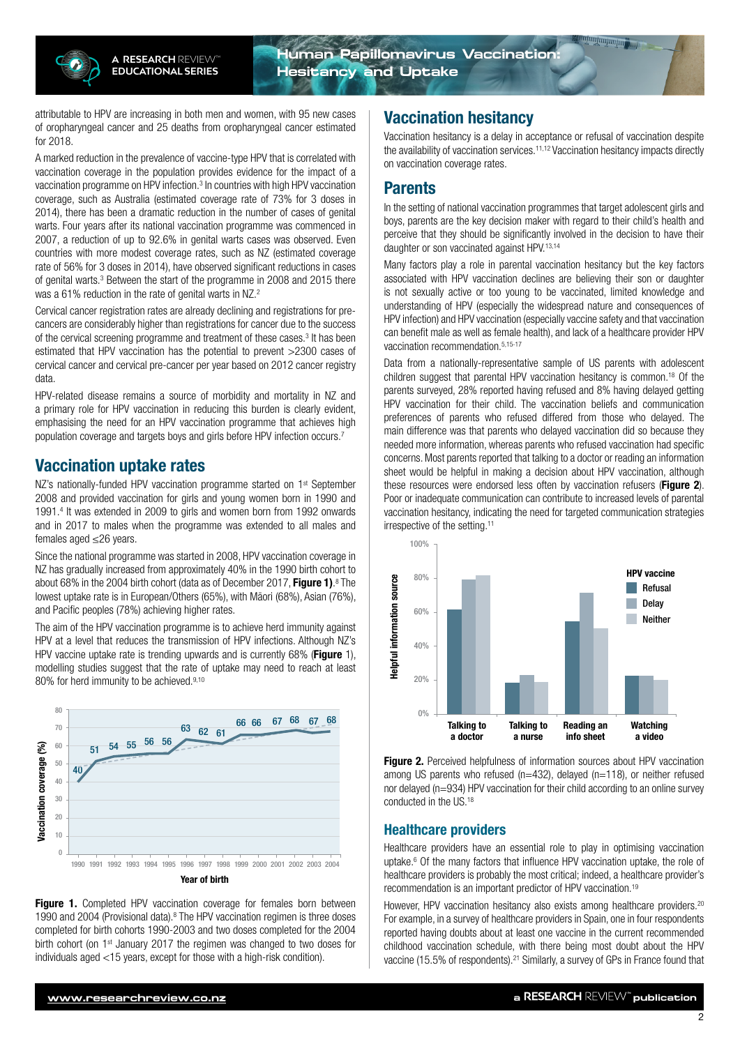attributable to HPV are increasing in both men and women, with 95 new cases of oropharyngeal cancer and 25 deaths from oropharyngeal cancer estimated for 2018.

A marked reduction in the prevalence of vaccine-type HPV that is correlated with vaccination coverage in the population provides evidence for the impact of a vaccination programme on HPV infection.[3] In countries with high HPV vaccination coverage, such as Australia (estimated coverage rate of 73% for 3 doses in 2014), there has been a dramatic reduction in the number of cases of genital warts. Four years after its national vaccination programme was commenced in 2007, a reduction of up to 92.6% in genital warts cases was observed. Even countries with more modest coverage rates, such as NZ (estimated coverage rate of 56% for 3 doses in 2014), have observed significant reductions in cases of genital warts.[3] Between the start of the programme in 2008 and 2015 there was a 61% reduction in the rate of genital warts in NZ.[2]

Cervical cancer registration rates are already declining and registrations for pre-cancers are considerably higher than registrations for cancer due to the success of the cervical screening programme and treatment of these cases.[3] It has been estimated that HPV vaccination has the potential to prevent >2300 cases of cervical cancer and cervical pre-cancer per year based on 2012 cancer registry data.

HPV-related disease remains a source of morbidity and mortality in NZ and a primary role for HPV vaccination in reducing this burden is clearly evident, emphasising the need for an HPV vaccination programme that achieves high population coverage and targets boys and girls before HPV infection occurs.[7]

## Vaccination uptake rates

NZ's nationally-funded HPV vaccination programme started on 1st September 2008 and provided vaccination for girls and young women born in 1990 and 1991.[4] It was extended in 2009 to girls and women born from 1992 onwards and in 2017 to males when the programme was extended to all males and females aged ≤26 years.

Since the national programme was started in 2008, HPV vaccination coverage in NZ has gradually increased from approximately 40% in the 1990 birth cohort to about 68% in the 2004 birth cohort (data as of December 2017, **Figure 1**).[8] The lowest uptake rate is in European/Others (65%), with Māori (68%), Asian (76%), and Pacific peoples (78%) achieving higher rates.

The aim of the HPV vaccination programme is to achieve herd immunity against HPV at a level that reduces the transmission of HPV infections. Although NZ's HPV vaccine uptake rate is trending upwards and is currently 68% (**Figure** 1), modelling studies suggest that the rate of uptake may need to reach at least 80% for herd immunity to be achieved.[9,10]

| Year of birth | Vaccination coverage (%) |
|---|---|
| 1990 | 40 |
| 1991 | 51 |
| 1992 | 54 |
| 1993 | 55 |
| 1994 | 56 |
| 1995 | 56 |
| 1996 | 63 |
| 1997 | 62 |
| 1998 | 61 |
| 1999 | 66 |
| 2000 | 66 |
| 2001 | 67 |
| 2002 | 68 |
| 2003 | 67 |
| 2004 | 68 |

**Figure 1.** Completed HPV vaccination coverage for females born between 1990 and 2004 (Provisional data).[8] The HPV vaccination regimen is three doses completed for birth cohorts 1990-2003 and two doses completed for the 2004 birth cohort (on 1st January 2017 the regimen was changed to two doses for individuals aged <15 years, except for those with a high-risk condition).

## Vaccination hesitancy

Vaccination hesitancy is a delay in acceptance or refusal of vaccination despite the availability of vaccination services.[11,12] Vaccination hesitancy impacts directly on vaccination coverage rates.

## Parents

In the setting of national vaccination programmes that target adolescent girls and boys, parents are the key decision maker with regard to their child's health and perceive that they should be significantly involved in the decision to have their daughter or son vaccinated against HPV.[13,14]

Many factors play a role in parental vaccination hesitancy but the key factors associated with HPV vaccination declines are believing their son or daughter is not sexually active or too young to be vaccinated, limited knowledge and understanding of HPV (especially the widespread nature and consequences of HPV infection) and HPV vaccination (especially vaccine safety and that vaccination can benefit male as well as female health), and lack of a healthcare provider HPV vaccination recommendation.[5,15-17]

Data from a nationally-representative sample of US parents with adolescent children suggest that parental HPV vaccination hesitancy is common.[18] Of the parents surveyed, 28% reported having refused and 8% having delayed getting HPV vaccination for their child. The vaccination beliefs and communication preferences of parents who refused differed from those who delayed. The main difference was that parents who delayed vaccination did so because they needed more information, whereas parents who refused vaccination had specific concerns. Most parents reported that talking to a doctor or reading an information sheet would be helpful in making a decision about HPV vaccination, although these resources were endorsed less often by vaccination refusers (**Figure 2**). Poor or inadequate communication can contribute to increased levels of parental vaccination hesitancy, indicating the need for targeted communication strategies irrespective of the setting.[11]

Helpful information source (approximate %), by HPV vaccine decision:

| | Refusal | Delay | Neither |
|---|---|---|---|
| Talking to a doctor | 62 | 79 | 82 |
| Talking to a nurse | 19 | 23 | 19 |
| Reading an info sheet | 55 | 72 | 51 |
| Watching a video | 23 | 23 | 20 |

**Figure 2.** Perceived helpfulness of information sources about HPV vaccination among US parents who refused (n=432), delayed (n=118), or neither refused nor delayed (n=934) HPV vaccination for their child according to an online survey conducted in the US.[18]

## Healthcare providers

Healthcare providers have an essential role to play in optimising vaccination uptake.[6] Of the many factors that influence HPV vaccination uptake, the role of healthcare providers is probably the most critical; indeed, a healthcare provider's recommendation is an important predictor of HPV vaccination.[19]

However, HPV vaccination hesitancy also exists among healthcare providers.[20] For example, in a survey of healthcare providers in Spain, one in four respondents reported having doubts about at least one vaccine in the current recommended childhood vaccination schedule, with there being most doubt about the HPV vaccine (15.5% of respondents).[21] Similarly, a survey of GPs in France found that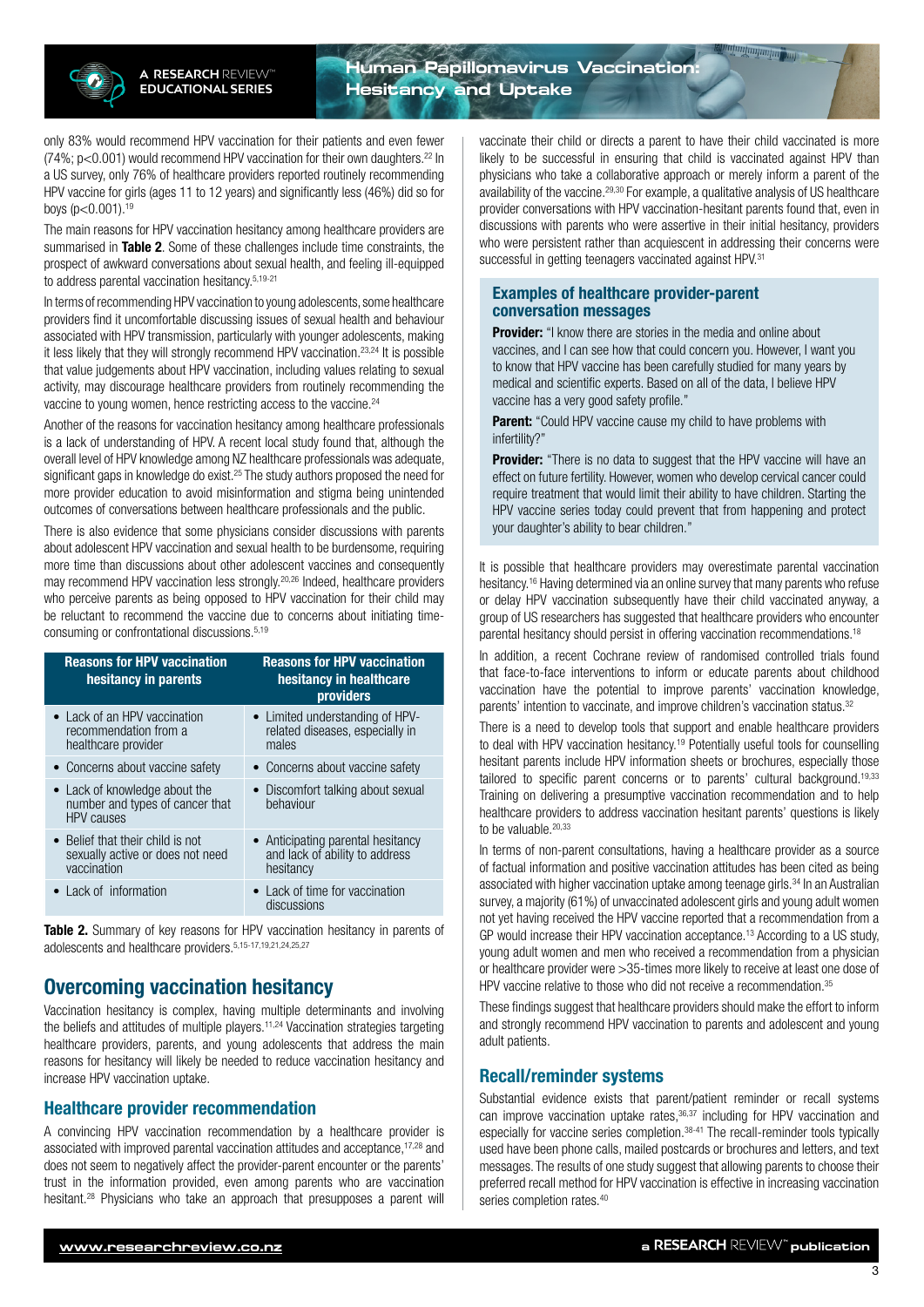only 83% would recommend HPV vaccination for their patients and even fewer (74%; p<0.001) would recommend HPV vaccination for their own daughters.[22] In a US survey, only 76% of healthcare providers reported routinely recommending HPV vaccine for girls (ages 11 to 12 years) and significantly less (46%) did so for boys (p<0.001).[19]

The main reasons for HPV vaccination hesitancy among healthcare providers are summarised in **Table 2**. Some of these challenges include time constraints, the prospect of awkward conversations about sexual health, and feeling ill-equipped to address parental vaccination hesitancy.[5,19-21]

In terms of recommending HPV vaccination to young adolescents, some healthcare providers find it uncomfortable discussing issues of sexual health and behaviour associated with HPV transmission, particularly with younger adolescents, making it less likely that they will strongly recommend HPV vaccination.[23,24] It is possible that value judgements about HPV vaccination, including values relating to sexual activity, may discourage healthcare providers from routinely recommending the vaccine to young women, hence restricting access to the vaccine.[24]

Another of the reasons for vaccination hesitancy among healthcare professionals is a lack of understanding of HPV. A recent local study found that, although the overall level of HPV knowledge among NZ healthcare professionals was adequate, significant gaps in knowledge do exist.[25] The study authors proposed the need for more provider education to avoid misinformation and stigma being unintended outcomes of conversations between healthcare professionals and the public.

There is also evidence that some physicians consider discussions with parents about adolescent HPV vaccination and sexual health to be burdensome, requiring more time than discussions about other adolescent vaccines and consequently may recommend HPV vaccination less strongly.[20,26] Indeed, healthcare providers who perceive parents as being opposed to HPV vaccination for their child may be reluctant to recommend the vaccine due to concerns about initiating time-consuming or confrontational discussions.[5,19]

| Reasons for HPV vaccination hesitancy in parents | Reasons for HPV vaccination hesitancy in healthcare providers |
| --- | --- |
| • Lack of an HPV vaccination recommendation from a healthcare provider | • Limited understanding of HPV-related diseases, especially in males |
| • Concerns about vaccine safety | • Concerns about vaccine safety |
| • Lack of knowledge about the number and types of cancer that HPV causes | • Discomfort talking about sexual behaviour |
| • Belief that their child is not sexually active or does not need vaccination | • Anticipating parental hesitancy and lack of ability to address hesitancy |
| • Lack of information | • Lack of time for vaccination discussions |

**Table 2.** Summary of key reasons for HPV vaccination hesitancy in parents of adolescents and healthcare providers.[5,15-17,19,21,24,25,27]

## Overcoming vaccination hesitancy

Vaccination hesitancy is complex, having multiple determinants and involving the beliefs and attitudes of multiple players.[11,24] Vaccination strategies targeting healthcare providers, parents, and young adolescents that address the main reasons for hesitancy will likely be needed to reduce vaccination hesitancy and increase HPV vaccination uptake.

### Healthcare provider recommendation

A convincing HPV vaccination recommendation by a healthcare provider is associated with improved parental vaccination attitudes and acceptance,[17,28] and does not seem to negatively affect the provider-parent encounter or the parents' trust in the information provided, even among parents who are vaccination hesitant.[28] Physicians who take an approach that presupposes a parent will vaccinate their child or directs a parent to have their child vaccinated is more likely to be successful in ensuring that child is vaccinated against HPV than physicians who take a collaborative approach or merely inform a parent of the availability of the vaccine.[29,30] For example, a qualitative analysis of US healthcare provider conversations with HPV vaccination-hesitant parents found that, even in discussions with parents who were assertive in their initial hesitancy, providers who were persistent rather than acquiescent in addressing their concerns were successful in getting teenagers vaccinated against HPV.[31]

### Examples of healthcare provider-parent conversation messages

**Provider:** "I know there are stories in the media and online about vaccines, and I can see how that could concern you. However, I want you to know that HPV vaccine has been carefully studied for many years by medical and scientific experts. Based on all of the data, I believe HPV vaccine has a very good safety profile."

**Parent:** "Could HPV vaccine cause my child to have problems with infertility?"

**Provider:** "There is no data to suggest that the HPV vaccine will have an effect on future fertility. However, women who develop cervical cancer could require treatment that would limit their ability to have children. Starting the HPV vaccine series today could prevent that from happening and protect your daughter's ability to bear children."

It is possible that healthcare providers may overestimate parental vaccination hesitancy.[16] Having determined via an online survey that many parents who refuse or delay HPV vaccination subsequently have their child vaccinated anyway, a group of US researchers has suggested that healthcare providers who encounter parental hesitancy should persist in offering vaccination recommendations.[18]

In addition, a recent Cochrane review of randomised controlled trials found that face-to-face interventions to inform or educate parents about childhood vaccination have the potential to improve parents' vaccination knowledge, parents' intention to vaccinate, and improve children's vaccination status.[32]

There is a need to develop tools that support and enable healthcare providers to deal with HPV vaccination hesitancy.[19] Potentially useful tools for counselling hesitant parents include HPV information sheets or brochures, especially those tailored to specific parent concerns or to parents' cultural background.[19,33] Training on delivering a presumptive vaccination recommendation and to help healthcare providers to address vaccination hesitant parents' questions is likely to be valuable.[20,33]

In terms of non-parent consultations, having a healthcare provider as a source of factual information and positive vaccination attitudes has been cited as being associated with higher vaccination uptake among teenage girls.[34] In an Australian survey, a majority (61%) of unvaccinated adolescent girls and young adult women not yet having received the HPV vaccine reported that a recommendation from a GP would increase their HPV vaccination acceptance.[13] According to a US study, young adult women and men who received a recommendation from a physician or healthcare provider were >35-times more likely to receive at least one dose of HPV vaccine relative to those who did not receive a recommendation.[35]

These findings suggest that healthcare providers should make the effort to inform and strongly recommend HPV vaccination to parents and adolescent and young adult patients.

### Recall/reminder systems

Substantial evidence exists that parent/patient reminder or recall systems can improve vaccination uptake rates,[36,37] including for HPV vaccination and especially for vaccine series completion.[38-41] The recall-reminder tools typically used have been phone calls, mailed postcards or brochures and letters, and text messages. The results of one study suggest that allowing parents to choose their preferred recall method for HPV vaccination is effective in increasing vaccination series completion rates.[40]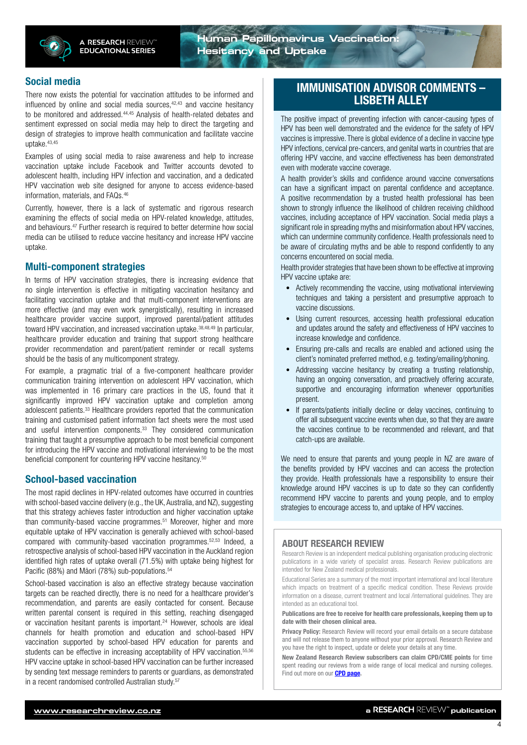## Social media

There now exists the potential for vaccination attitudes to be informed and influenced by online and social media sources,[42,43] and vaccine hesitancy to be monitored and addressed.[44,45] Analysis of health-related debates and sentiment expressed on social media may help to direct the targeting and design of strategies to improve health communication and facilitate vaccine uptake.[43,45]

Examples of using social media to raise awareness and help to increase vaccination uptake include Facebook and Twitter accounts devoted to adolescent health, including HPV infection and vaccination, and a dedicated HPV vaccination web site designed for anyone to access evidence-based information, materials, and FAQs.[46]

Currently, however, there is a lack of systematic and rigorous research examining the effects of social media on HPV-related knowledge, attitudes, and behaviours.[47] Further research is required to better determine how social media can be utilised to reduce vaccine hesitancy and increase HPV vaccine uptake.

## Multi-component strategies

In terms of HPV vaccination strategies, there is increasing evidence that no single intervention is effective in mitigating vaccination hesitancy and facilitating vaccination uptake and that multi-component interventions are more effective (and may even work synergistically), resulting in increased healthcare provider vaccine support, improved parental/patient attitudes toward HPV vaccination, and increased vaccination uptake.[38,48,49] In particular, healthcare provider education and training that support strong healthcare provider recommendation and parent/patient reminder or recall systems should be the basis of any multicomponent strategy.

For example, a pragmatic trial of a five-component healthcare provider communication training intervention on adolescent HPV vaccination, which was implemented in 16 primary care practices in the US, found that it significantly improved HPV vaccination uptake and completion among adolescent patients.[33] Healthcare providers reported that the communication training and customised patient information fact sheets were the most used and useful intervention components.[33] They considered communication training that taught a presumptive approach to be most beneficial component for introducing the HPV vaccine and motivational interviewing to be the most beneficial component for countering HPV vaccine hesitancy.[50]

## School-based vaccination

The most rapid declines in HPV-related outcomes have occurred in countries with school-based vaccine delivery (e.g., the UK, Australia, and NZ), suggesting that this strategy achieves faster introduction and higher vaccination uptake than community-based vaccine programmes.[51] Moreover, higher and more equitable uptake of HPV vaccination is generally achieved with school-based compared with community-based vaccination programmes.[52,53] Indeed, a retrospective analysis of school-based HPV vaccination in the Auckland region identified high rates of uptake overall (71.5%) with uptake being highest for Pacific (88%) and Māori (78%) sub-populations.[54]

School-based vaccination is also an effective strategy because vaccination targets can be reached directly, there is no need for a healthcare provider's recommendation, and parents are easily contacted for consent. Because written parental consent is required in this setting, reaching disengaged or vaccination hesitant parents is important.[24] However, schools are ideal channels for health promotion and education and school-based HPV vaccination supported by school-based HPV education for parents and students can be effective in increasing acceptability of HPV vaccination.[55,56] HPV vaccine uptake in school-based HPV vaccination can be further increased by sending text message reminders to parents or guardians, as demonstrated in a recent randomised controlled Australian study.[57]

## IMMUNISATION ADVISOR COMMENTS – LISBETH ALLEY

The positive impact of preventing infection with cancer-causing types of HPV has been well demonstrated and the evidence for the safety of HPV vaccines is impressive. There is global evidence of a decline in vaccine type HPV infections, cervical pre-cancers, and genital warts in countries that are offering HPV vaccine, and vaccine effectiveness has been demonstrated even with moderate vaccine coverage.

A health provider's skills and confidence around vaccine conversations can have a significant impact on parental confidence and acceptance. A positive recommendation by a trusted health professional has been shown to strongly influence the likelihood of children receiving childhood vaccines, including acceptance of HPV vaccination. Social media plays a significant role in spreading myths and misinformation about HPV vaccines, which can undermine community confidence. Health professionals need to be aware of circulating myths and be able to respond confidently to any concerns encountered on social media.

Health provider strategies that have been shown to be effective at improving HPV vaccine uptake are:

- Actively recommending the vaccine, using motivational interviewing techniques and taking a persistent and presumptive approach to vaccine discussions.
- Using current resources, accessing health professional education and updates around the safety and effectiveness of HPV vaccines to increase knowledge and confidence.
- Ensuring pre-calls and recalls are enabled and actioned using the client's nominated preferred method, e.g. texting/emailing/phoning.
- Addressing vaccine hesitancy by creating a trusting relationship, having an ongoing conversation, and proactively offering accurate, supportive and encouraging information whenever opportunities present.
- If parents/patients initially decline or delay vaccines, continuing to offer all subsequent vaccine events when due, so that they are aware the vaccines continue to be recommended and relevant, and that catch-ups are available.

We need to ensure that parents and young people in NZ are aware of the benefits provided by HPV vaccines and can access the protection they provide. Health professionals have a responsibility to ensure their knowledge around HPV vaccines is up to date so they can confidently recommend HPV vaccine to parents and young people, and to employ strategies to encourage access to, and uptake of HPV vaccines.

## ABOUT RESEARCH REVIEW

Research Review is an independent medical publishing organisation producing electronic publications in a wide variety of specialist areas. Research Review publications are intended for New Zealand medical professionals.

Educational Series are a summary of the most important international and local literature which impacts on treatment of a specific medical condition. These Reviews provide information on a disease, current treatment and local /international guidelines. They are intended as an educational tool.

**Publications are free to receive for health care professionals, keeping them up to date with their chosen clinical area.**

**Privacy Policy:** Research Review will record your email details on a secure database and will not release them to anyone without your prior approval. Research Review and you have the right to inspect, update or delete your details at any time.

**New Zealand Research Review subscribers can claim CPD/CME points** for time spent reading our reviews from a wide range of local medical and nursing colleges. Find out more on our **CPD page**.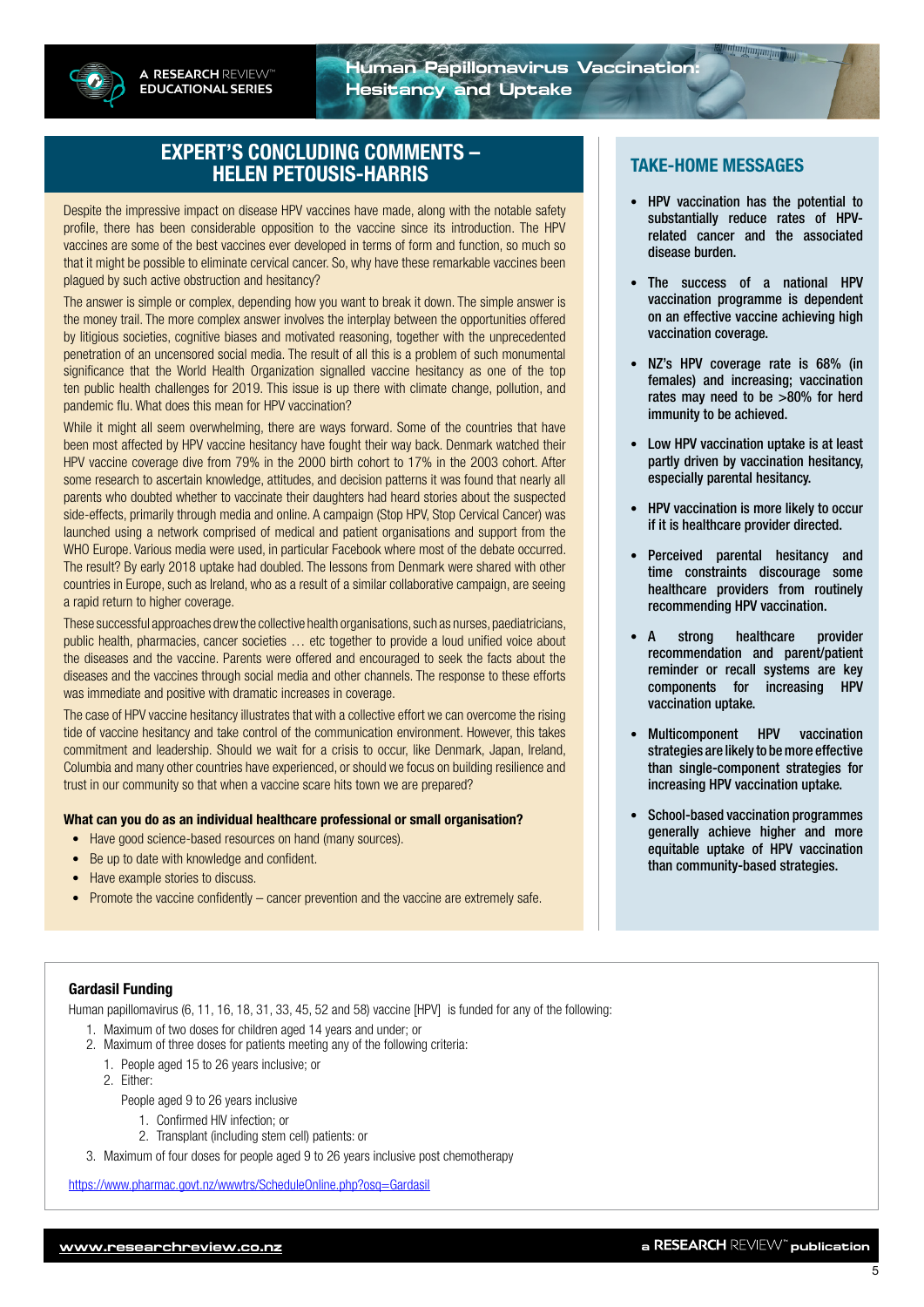## EXPERT'S CONCLUDING COMMENTS – HELEN PETOUSIS-HARRIS

Despite the impressive impact on disease HPV vaccines have made, along with the notable safety profile, there has been considerable opposition to the vaccine since its introduction. The HPV vaccines are some of the best vaccines ever developed in terms of form and function, so much so that it might be possible to eliminate cervical cancer. So, why have these remarkable vaccines been plagued by such active obstruction and hesitancy?

The answer is simple or complex, depending how you want to break it down. The simple answer is the money trail. The more complex answer involves the interplay between the opportunities offered by litigious societies, cognitive biases and motivated reasoning, together with the unprecedented penetration of an uncensored social media. The result of all this is a problem of such monumental significance that the World Health Organization signalled vaccine hesitancy as one of the top ten public health challenges for 2019. This issue is up there with climate change, pollution, and pandemic flu. What does this mean for HPV vaccination?

While it might all seem overwhelming, there are ways forward. Some of the countries that have been most affected by HPV vaccine hesitancy have fought their way back. Denmark watched their HPV vaccine coverage dive from 79% in the 2000 birth cohort to 17% in the 2003 cohort. After some research to ascertain knowledge, attitudes, and decision patterns it was found that nearly all parents who doubted whether to vaccinate their daughters had heard stories about the suspected side-effects, primarily through media and online. A campaign (Stop HPV, Stop Cervical Cancer) was launched using a network comprised of medical and patient organisations and support from the WHO Europe. Various media were used, in particular Facebook where most of the debate occurred. The result? By early 2018 uptake had doubled. The lessons from Denmark were shared with other countries in Europe, such as Ireland, who as a result of a similar collaborative campaign, are seeing a rapid return to higher coverage.

These successful approaches drew the collective health organisations, such as nurses, paediatricians, public health, pharmacies, cancer societies … etc together to provide a loud unified voice about the diseases and the vaccine. Parents were offered and encouraged to seek the facts about the diseases and the vaccines through social media and other channels. The response to these efforts was immediate and positive with dramatic increases in coverage.

The case of HPV vaccine hesitancy illustrates that with a collective effort we can overcome the rising tide of vaccine hesitancy and take control of the communication environment. However, this takes commitment and leadership. Should we wait for a crisis to occur, like Denmark, Japan, Ireland, Columbia and many other countries have experienced, or should we focus on building resilience and trust in our community so that when a vaccine scare hits town we are prepared?

**What can you do as an individual healthcare professional or small organisation?**

- Have good science-based resources on hand (many sources).
- Be up to date with knowledge and confident.
- Have example stories to discuss.
- Promote the vaccine confidently – cancer prevention and the vaccine are extremely safe.

## TAKE-HOME MESSAGES

- HPV vaccination has the potential to substantially reduce rates of HPV-related cancer and the associated disease burden.
- The success of a national HPV vaccination programme is dependent on an effective vaccine achieving high vaccination coverage.
- NZ's HPV coverage rate is 68% (in females) and increasing; vaccination rates may need to be >80% for herd immunity to be achieved.
- Low HPV vaccination uptake is at least partly driven by vaccination hesitancy, especially parental hesitancy.
- HPV vaccination is more likely to occur if it is healthcare provider directed.
- Perceived parental hesitancy and time constraints discourage some healthcare providers from routinely recommending HPV vaccination.
- A strong healthcare provider recommendation and parent/patient reminder or recall systems are key components for increasing HPV vaccination uptake.
- Multicomponent HPV vaccination strategies are likely to be more effective than single-component strategies for increasing HPV vaccination uptake.
- School-based vaccination programmes generally achieve higher and more equitable uptake of HPV vaccination than community-based strategies.

### Gardasil Funding

Human papillomavirus (6, 11, 16, 18, 31, 33, 45, 52 and 58) vaccine [HPV] is funded for any of the following:

1. Maximum of two doses for children aged 14 years and under; or
2. Maximum of three doses for patients meeting any of the following criteria:
    1. People aged 15 to 26 years inclusive; or
    2. Either:

       People aged 9 to 26 years inclusive

        1. Confirmed HIV infection; or
        2. Transplant (including stem cell) patients: or
3. Maximum of four doses for people aged 9 to 26 years inclusive post chemotherapy

https://www.pharmac.govt.nz/wwwtrs/ScheduleOnline.php?osq=Gardasil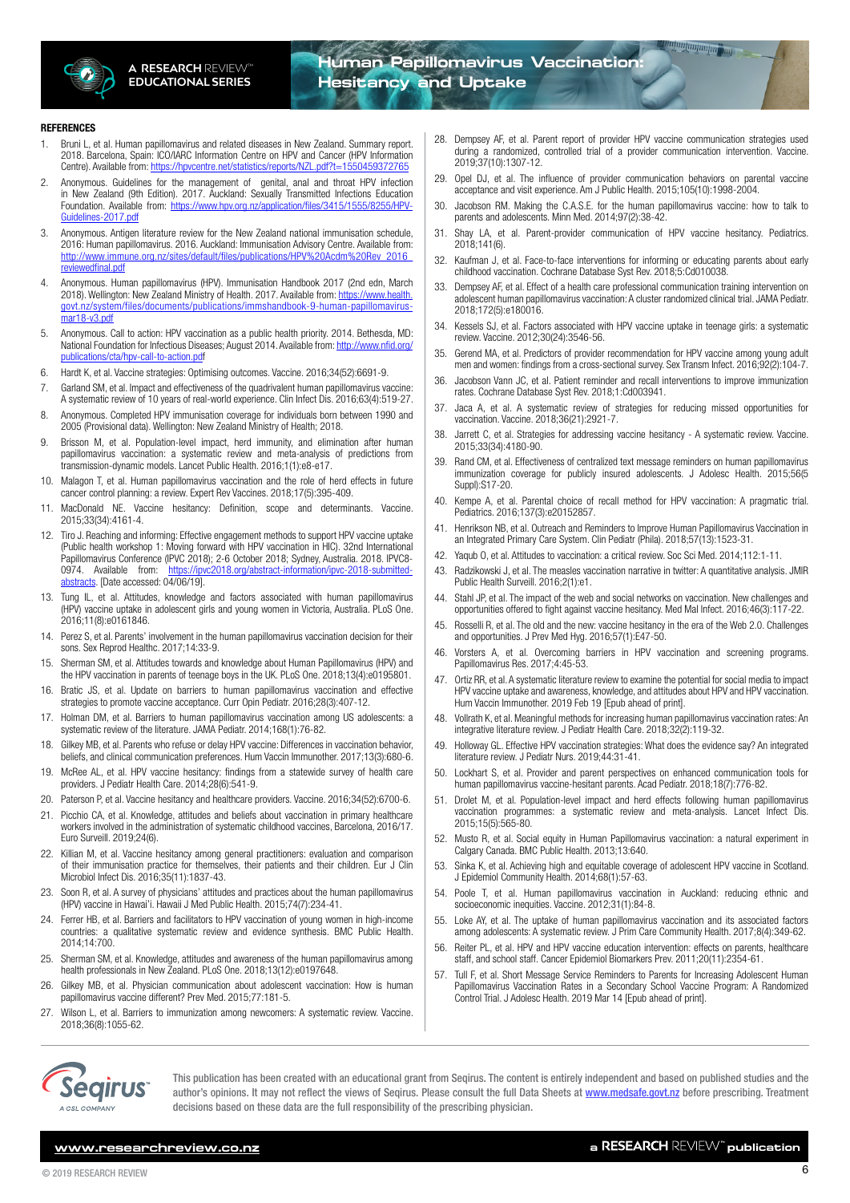## REFERENCES

1. Bruni L, et al. Human papillomavirus and related diseases in New Zealand. Summary report. 2018. Barcelona, Spain: ICO/IARC Information Centre on HPV and Cancer (HPV Information Centre). Available from: https://hpvcentre.net/statistics/reports/NZL.pdf?t=1550459372765
2. Anonymous. Guidelines for the management of genital, anal and throat HPV infection in New Zealand (9th Edition). 2017. Auckland: Sexually Transmitted Infections Education Foundation. Available from: https://www.hpv.org.nz/application/files/3415/1555/8255/HPV-Guidelines-2017.pdf
3. Anonymous. Antigen literature review for the New Zealand national immunisation schedule, 2016: Human papillomavirus. 2016. Auckland: Immunisation Advisory Centre. Available from: http://www.immune.org.nz/sites/default/files/publications/HPV%20Acdm%20Rev_2016_reviewedfinal.pdf
4. Anonymous. Human papillomavirus (HPV). Immunisation Handbook 2017 (2nd edn, March 2018). Wellington: New Zealand Ministry of Health. 2017. Available from: https://www.health.govt.nz/system/files/documents/publications/immshandbook-9-human-papillomavirus-mar18-v3.pdf
5. Anonymous. Call to action: HPV vaccination as a public health priority. 2014. Bethesda, MD: National Foundation for Infectious Diseases; August 2014. Available from: http://www.nfid.org/publications/cta/hpv-call-to-action.pdf
6. Hardt K, et al. Vaccine strategies: Optimising outcomes. Vaccine. 2016;34(52):6691-9.
7. Garland SM, et al. Impact and effectiveness of the quadrivalent human papillomavirus vaccine: A systematic review of 10 years of real-world experience. Clin Infect Dis. 2016;63(4):519-27.
8. Anonymous. Completed HPV immunisation coverage for individuals born between 1990 and 2005 (Provisional data). Wellington: New Zealand Ministry of Health; 2018.
9. Brisson M, et al. Population-level impact, herd immunity, and elimination after human papillomavirus vaccination: a systematic review and meta-analysis of predictions from transmission-dynamic models. Lancet Public Health. 2016;1(1):e8-e17.
10. Malagon T, et al. Human papillomavirus vaccination and the role of herd effects in future cancer control planning: a review. Expert Rev Vaccines. 2018;17(5):395-409.
11. MacDonald NE. Vaccine hesitancy: Definition, scope and determinants. Vaccine. 2015;33(34):4161-4.
12. Tiro J. Reaching and informing: Effective engagement methods to support HPV vaccine uptake (Public health workshop 1: Moving forward with HPV vaccination in HIC). 32nd International Papillomavirus Conference (IPVC 2018); 2-6 October 2018; Sydney, Australia. 2018. IPVC8-0974. Available from: https://ipvc2018.org/abstract-information/ipvc-2018-submitted-abstracts. [Date accessed: 04/06/19].
13. Tung IL, et al. Attitudes, knowledge and factors associated with human papillomavirus (HPV) vaccine uptake in adolescent girls and young women in Victoria, Australia. PLoS One. 2016;11(8):e0161846.
14. Perez S, et al. Parents' involvement in the human papillomavirus vaccination decision for their sons. Sex Reprod Healthc. 2017;14:33-9.
15. Sherman SM, et al. Attitudes towards and knowledge about Human Papillomavirus (HPV) and the HPV vaccination in parents of teenage boys in the UK. PLoS One. 2018;13(4):e0195801.
16. Bratic JS, et al. Update on barriers to human papillomavirus vaccination and effective strategies to promote vaccine acceptance. Curr Opin Pediatr. 2016;28(3):407-12.
17. Holman DM, et al. Barriers to human papillomavirus vaccination among US adolescents: a systematic review of the literature. JAMA Pediatr. 2014;168(1):76-82.
18. Gilkey MB, et al. Parents who refuse or delay HPV vaccine: Differences in vaccination behavior, beliefs, and clinical communication preferences. Hum Vaccin Immunother. 2017;13(3):680-6.
19. McRee AL, et al. HPV vaccine hesitancy: findings from a statewide survey of health care providers. J Pediatr Health Care. 2014;28(6):541-9.
20. Paterson P, et al. Vaccine hesitancy and healthcare providers. Vaccine. 2016;34(52):6700-6.
21. Picchio CA, et al. Knowledge, attitudes and beliefs about vaccination in primary healthcare workers involved in the administration of systematic childhood vaccines, Barcelona, 2016/17. Euro Surveill. 2019;24(6).
22. Killian M, et al. Vaccine hesitancy among general practitioners: evaluation and comparison of their immunisation practice for themselves, their patients and their children. Eur J Clin Microbiol Infect Dis. 2016;35(11):1837-43.
23. Soon R, et al. A survey of physicians' attitudes and practices about the human papillomavirus (HPV) vaccine in Hawai'i. Hawaii J Med Public Health. 2015;74(7):234-41.
24. Ferrer HB, et al. Barriers and facilitators to HPV vaccination of young women in high-income countries: a qualitative systematic review and evidence synthesis. BMC Public Health. 2014;14:700.
25. Sherman SM, et al. Knowledge, attitudes and awareness of the human papillomavirus among health professionals in New Zealand. PLoS One. 2018;13(12):e0197648.
26. Gilkey MB, et al. Physician communication about adolescent vaccination: How is human papillomavirus vaccine different? Prev Med. 2015;77:181-5.
27. Wilson L, et al. Barriers to immunization among newcomers: A systematic review. Vaccine. 2018;36(8):1055-62.
28. Dempsey AF, et al. Parent report of provider HPV vaccine communication strategies used during a randomized, controlled trial of a provider communication intervention. Vaccine. 2019;37(10):1307-12.
29. Opel DJ, et al. The influence of provider communication behaviors on parental vaccine acceptance and visit experience. Am J Public Health. 2015;105(10):1998-2004.
30. Jacobson RM. Making the C.A.S.E. for the human papillomavirus vaccine: how to talk to parents and adolescents. Minn Med. 2014;97(2):38-42.
31. Shay LA, et al. Parent-provider communication of HPV vaccine hesitancy. Pediatrics. 2018;141(6).
32. Kaufman J, et al. Face-to-face interventions for informing or educating parents about early childhood vaccination. Cochrane Database Syst Rev. 2018;5:Cd010038.
33. Dempsey AF, et al. Effect of a health care professional communication training intervention on adolescent human papillomavirus vaccination: A cluster randomized clinical trial. JAMA Pediatr. 2018;172(5):e180016.
34. Kessels SJ, et al. Factors associated with HPV vaccine uptake in teenage girls: a systematic review. Vaccine. 2012;30(24):3546-56.
35. Gerend MA, et al. Predictors of provider recommendation for HPV vaccine among young adult men and women: findings from a cross-sectional survey. Sex Transm Infect. 2016;92(2):104-7.
36. Jacobson Vann JC, et al. Patient reminder and recall interventions to improve immunization rates. Cochrane Database Syst Rev. 2018;1:Cd003941.
37. Jaca A, et al. A systematic review of strategies for reducing missed opportunities for vaccination. Vaccine. 2018;36(21):2921-7.
38. Jarrett C, et al. Strategies for addressing vaccine hesitancy - A systematic review. Vaccine. 2015;33(34):4180-90.
39. Rand CM, et al. Effectiveness of centralized text message reminders on human papillomavirus immunization coverage for publicly insured adolescents. J Adolesc Health. 2015;56(5 Suppl):S17-20.
40. Kempe A, et al. Parental choice of recall method for HPV vaccination: A pragmatic trial. Pediatrics. 2016;137(3):e20152857.
41. Henrikson NB, et al. Outreach and Reminders to Improve Human Papillomavirus Vaccination in an Integrated Primary Care System. Clin Pediatr (Phila). 2018;57(13):1523-31.
42. Yaqub O, et al. Attitudes to vaccination: a critical review. Soc Sci Med. 2014;112:1-11.
43. Radzikowski J, et al. The measles vaccination narrative in twitter: A quantitative analysis. JMIR Public Health Surveill. 2016;2(1):e1.
44. Stahl JP, et al. The impact of the web and social networks on vaccination. New challenges and opportunities offered to fight against vaccine hesitancy. Med Mal Infect. 2016;46(3):117-22.
45. Rosselli R, et al. The old and the new: vaccine hesitancy in the era of the Web 2.0. Challenges and opportunities. J Prev Med Hyg. 2016;57(1):E47-50.
46. Vorsters A, et al. Overcoming barriers in HPV vaccination and screening programs. Papillomavirus Res. 2017;4:45-53.
47. Ortiz RR, et al. A systematic literature review to examine the potential for social media to impact HPV vaccine uptake and awareness, knowledge, and attitudes about HPV and HPV vaccination. Hum Vaccin Immunother. 2019 Feb 19 [Epub ahead of print].
48. Vollrath K, et al. Meaningful methods for increasing human papillomavirus vaccination rates: An integrative literature review. J Pediatr Health Care. 2018;32(2):119-32.
49. Holloway GL. Effective HPV vaccination strategies: What does the evidence say? An integrated literature review. J Pediatr Nurs. 2019;44:31-41.
50. Lockhart S, et al. Provider and parent perspectives on enhanced communication tools for human papillomavirus vaccine-hesitant parents. Acad Pediatr. 2018;18(7):776-82.
51. Drolet M, et al. Population-level impact and herd effects following human papillomavirus vaccination programmes: a systematic review and meta-analysis. Lancet Infect Dis. 2015;15(5):565-80.
52. Musto R, et al. Social equity in Human Papillomavirus vaccination: a natural experiment in Calgary Canada. BMC Public Health. 2013;13:640.
53. Sinka K, et al. Achieving high and equitable coverage of adolescent HPV vaccine in Scotland. J Epidemiol Community Health. 2014;68(1):57-63.
54. Poole T, et al. Human papillomavirus vaccination in Auckland: reducing ethnic and socioeconomic inequities. Vaccine. 2012;31(1):84-8.
55. Loke AY, et al. The uptake of human papillomavirus vaccination and its associated factors among adolescents: A systematic review. J Prim Care Community Health. 2017;8(4):349-62.
56. Reiter PL, et al. HPV and HPV vaccine education intervention: effects on parents, healthcare staff, and school staff. Cancer Epidemiol Biomarkers Prev. 2011;20(11):2354-61.
57. Tull F, et al. Short Message Service Reminders to Parents for Increasing Adolescent Human Papillomavirus Vaccination Rates in a Secondary School Vaccine Program: A Randomized Control Trial. J Adolesc Health. 2019 Mar 14 [Epub ahead of print].

This publication has been created with an educational grant from Seqirus. The content is entirely independent and based on published studies and the author's opinions. It may not reflect the views of Seqirus. Please consult the full Data Sheets at www.medsafe.govt.nz before prescribing. Treatment decisions based on these data are the full responsibility of the prescribing physician.